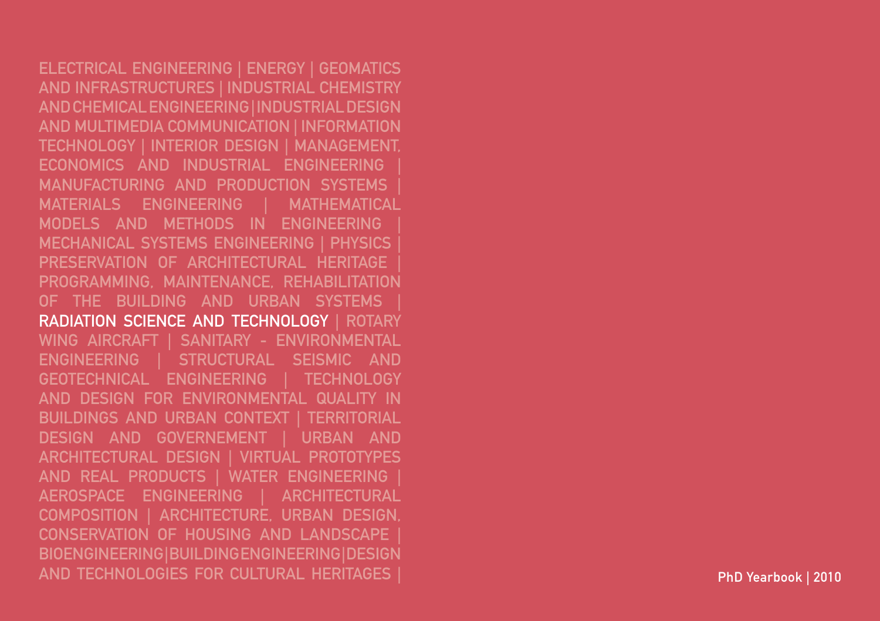ELECTRICAL ENGINEERING | ENERGY | GEOMATICS AND INFRASTRUCTURES | INDUSTRIAL CHEMISTRY AND CHEMICAL ENGINEERING | INDUSTRIAL DESIGN AND MULTIMEDIA COMMUNICATION | INFORMATION TECHNOLOGY | INTERIOR DESIGN | MANAGEMENT, ECONOMICS AND INDUSTRIAL ENGINEERING | MANUFACTURING AND PRODUCTION SYSTEMS | MATERIALS ENGINEERING | MATHEMATICAL MODELS AND METHODS IN ENGINEERING | MECHANICAL SYSTEMS ENGINEERING | PHYSICS | PRESERVATION OF ARCHITECTURAL HERITAGE | PROGRAMMING, MAINTENANCE, REHABILITATION OF THE BUILDING AND URBAN SYSTEMS | **RADIATION SCIENCE AND TECHNOLOGY** | ROTARY WING AIRCRAFT | SANITARY - ENVIRONMENTAL ENGINEERING | STRUCTURAL SEISMIC AND GEOTECHNICAL ENGINEERING | TECHNOLOGY AND DESIGN FOR ENVIRONMENTAL QUALITY IN BUILDINGS AND URBAN CONTEXT | TERRITORIAL DESIGN AND GOVERNEMENT | URBAN AND ARCHITECTURAL DESIGN | VIRTUAL PROTOTYPES AND REAL PRODUCTS | WATER ENGINEERING | AEROSPACE ENGINEERING | ARCHITECTURAL COMPOSITION | ARCHITECTURE, URBAN DESIGN, CONSERVATION OF HOUSING AND LANDSCAPE | BIOENGINEERING | BUILDING ENGINEERING | DESIGN AND TECHNOLOGIES FOR CULTURAL HERITAGES |

**PhD Yearbook | 2010**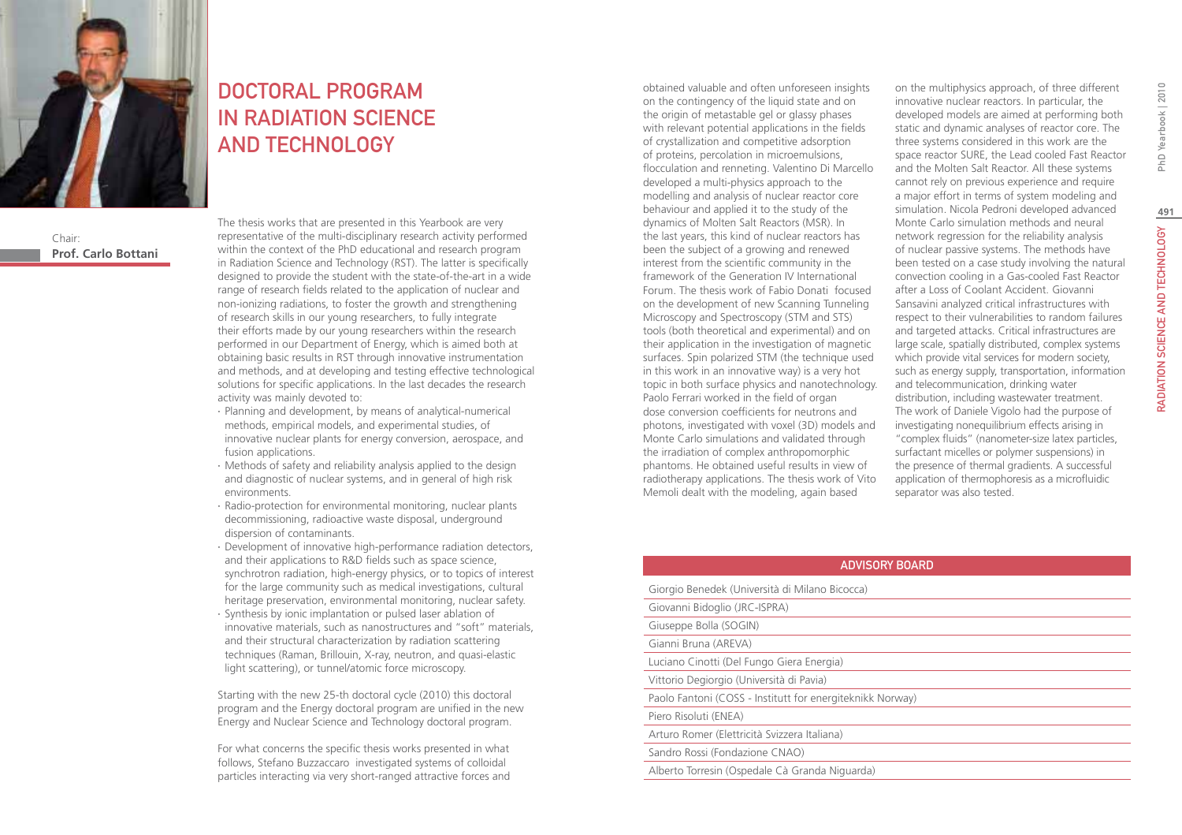# DOCTORAL PROGRAM IN RADIATION SCIENCE AND TECHNOLOGY

Chair:
**Prof. Carlo Bottani**

The thesis works that are presented in this Yearbook are very representative of the multi-disciplinary research activity performed within the context of the PhD educational and research program in Radiation Science and Technology (RST). The latter is specifically designed to provide the student with the state-of-the-art in a wide range of research fields related to the application of nuclear and non-ionizing radiations, to foster the growth and strengthening of research skills in our young researchers, to fully integrate their efforts made by our young researchers within the research performed in our Department of Energy, which is aimed both at obtaining basic results in RST through innovative instrumentation and methods, and at developing and testing effective technological solutions for specific applications. In the last decades the research activity was mainly devoted to:

- Planning and development, by means of analytical-numerical methods, empirical models, and experimental studies, of innovative nuclear plants for energy conversion, aerospace, and fusion applications.
- Methods of safety and reliability analysis applied to the design and diagnostic of nuclear systems, and in general of high risk environments.
- Radio-protection for environmental monitoring, nuclear plants decommissioning, radioactive waste disposal, underground dispersion of contaminants.
- Development of innovative high-performance radiation detectors, and their applications to R&D fields such as space science, synchrotron radiation, high-energy physics, or to topics of interest for the large community such as medical investigations, cultural heritage preservation, environmental monitoring, nuclear safety.
- Synthesis by ionic implantation or pulsed laser ablation of innovative materials, such as nanostructures and "soft" materials, and their structural characterization by radiation scattering techniques (Raman, Brillouin, X-ray, neutron, and quasi-elastic light scattering), or tunnel/atomic force microscopy.

Starting with the new 25-th doctoral cycle (2010) this doctoral program and the Energy doctoral program are unified in the new Energy and Nuclear Science and Technology doctoral program.

For what concerns the specific thesis works presented in what follows, Stefano Buzzaccaro investigated systems of colloidal particles interacting via very short-ranged attractive forces and obtained valuable and often unforeseen insights on the contingency of the liquid state and on the origin of metastable gel or glassy phases with relevant potential applications in the fields of crystallization and competitive adsorption of proteins, percolation in microemulsions, flocculation and renneting. Valentino Di Marcello developed a multi-physics approach to the modelling and analysis of nuclear reactor core behaviour and applied it to the study of the dynamics of Molten Salt Reactors (MSR). In the last years, this kind of nuclear reactors has been the subject of a growing and renewed interest from the scientific community in the framework of the Generation IV International Forum. The thesis work of Fabio Donati focused on the development of new Scanning Tunneling Microscopy and Spectroscopy (STM and STS) tools (both theoretical and experimental) and on their application in the investigation of magnetic surfaces. Spin polarized STM (the technique used in this work in an innovative way) is a very hot topic in both surface physics and nanotechnology. Paolo Ferrari worked in the field of organ dose conversion coefficients for neutrons and photons, investigated with voxel (3D) models and Monte Carlo simulations and validated through the irradiation of complex anthropomorphic phantoms. He obtained useful results in view of radiotherapy applications. The thesis work of Vito Memoli dealt with the modeling, again based on the multiphysics approach, of three different innovative nuclear reactors. In particular, the developed models are aimed at performing both static and dynamic analyses of reactor core. The three systems considered in this work are the space reactor SURE, the Lead cooled Fast Reactor and the Molten Salt Reactor. All these systems cannot rely on previous experience and require a major effort in terms of system modeling and simulation. Nicola Pedroni developed advanced Monte Carlo simulation methods and neural network regression for the reliability analysis of nuclear passive systems. The methods have been tested on a case study involving the natural convection cooling in a Gas-cooled Fast Reactor after a Loss of Coolant Accident. Giovanni Sansavini analyzed critical infrastructures with respect to their vulnerabilities to random failures and targeted attacks. Critical infrastructures are large scale, spatially distributed, complex systems which provide vital services for modern society, such as energy supply, transportation, information and telecommunication, drinking water distribution, including wastewater treatment. The work of Daniele Vigolo had the purpose of investigating nonequilibrium effects arising in "complex fluids" (nanometer-size latex particles, surfactant micelles or polymer suspensions) in the presence of thermal gradients. A successful application of thermophoresis as a microfluidic separator was also tested.

| ADVISORY BOARD |
| --- |
| Giorgio Benedek (Università di Milano Bicocca) |
| Giovanni Bidoglio (JRC-ISPRA) |
| Giuseppe Bolla (SOGIN) |
| Gianni Bruna (AREVA) |
| Luciano Cinotti (Del Fungo Giera Energia) |
| Vittorio Degiorgio (Università di Pavia) |
| Paolo Fantoni (COSS - Institutt for energiteknikk Norway) |
| Piero Risoluti (ENEA) |
| Arturo Romer (Elettricità Svizzera Italiana) |
| Sandro Rossi (Fondazione CNAO) |
| Alberto Torresin (Ospedale Cà Granda Niguarda) |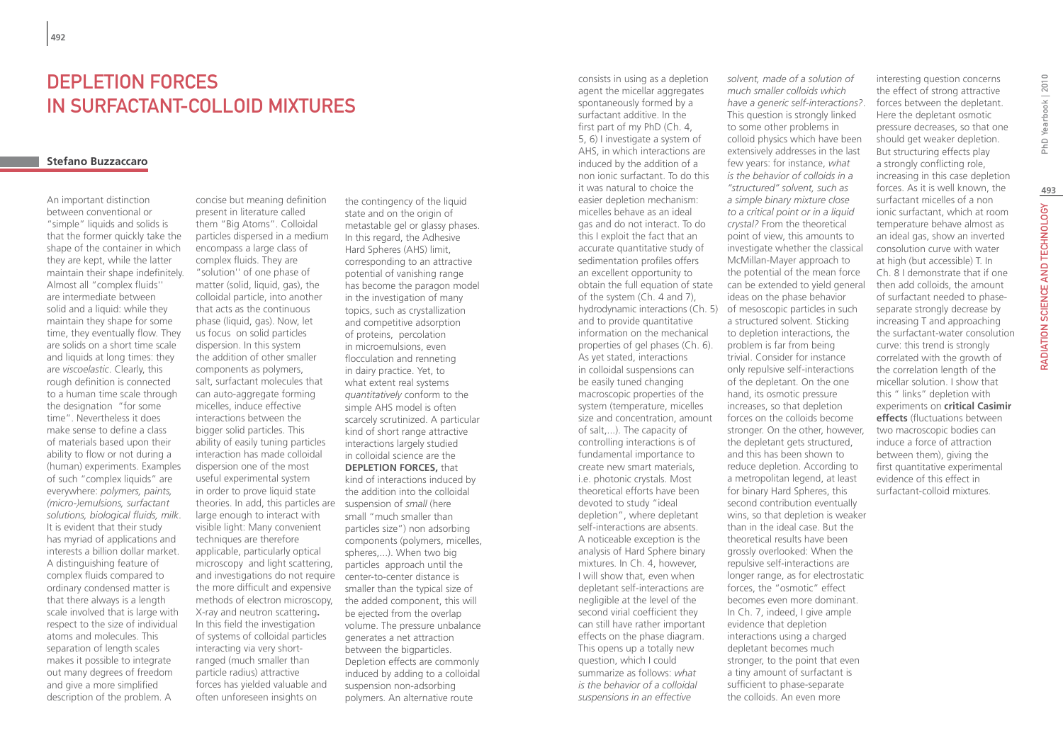# DEPLETION FORCES IN SURFACTANT-COLLOID MIXTURES

**Stefano Buzzaccaro**

An important distinction between conventional or "simple" liquids and solids is that the former quickly take the shape of the container in which they are kept, while the latter maintain their shape indefinitely. Almost all "complex fluids'' are intermediate between solid and a liquid: while they maintain they shape for some time, they eventually flow. They are solids on a short time scale and liquids at long times: they are *viscoelastic*. Clearly, this rough definition is connected to a human time scale through the designation "for some time". Nevertheless it does make sense to define a class of materials based upon their ability to flow or not during a (human) experiments. Examples of such "complex liquids" are everywhere: *polymers, paints, (micro-)emulsions, surfactant solutions, biological fluids, milk*. It is evident that their study has myriad of applications and interests a billion dollar market. A distinguishing feature of complex fluids compared to ordinary condensed matter is that there always is a length scale involved that is large with respect to the size of individual atoms and molecules. This separation of length scales makes it possible to integrate out many degrees of freedom and give a more simplified description of the problem. A concise but meaning definition present in literature called them "Big Atoms". Colloidal particles dispersed in a medium encompass a large class of complex fluids. They are "solution'' of one phase of matter (solid, liquid, gas), the colloidal particle, into another that acts as the continuous phase (liquid, gas). Now, let us focus on solid particles dispersion. In this system the addition of other smaller components as polymers, salt, surfactant molecules that can auto-aggregate forming micelles, induce effective interactions between the bigger solid particles. This ability of easily tuning particles interaction has made colloidal dispersion one of the most useful experimental system in order to prove liquid state theories. In add, this particles are large enough to interact with visible light: Many convenient techniques are therefore applicable, particularly optical microscopy and light scattering, and investigations do not require the more difficult and expensive methods of electron microscopy, X-ray and neutron scattering**.** In this field the investigation of systems of colloidal particles interacting via very short-ranged (much smaller than particle radius) attractive forces has yielded valuable and often unforeseen insights on the contingency of the liquid state and on the origin of metastable gel or glassy phases. In this regard, the Adhesive Hard Spheres (AHS) limit, corresponding to an attractive potential of vanishing range has become the paragon model in the investigation of many topics, such as crystallization and competitive adsorption of proteins, percolation in microemulsions, even flocculation and renneting in dairy practice. Yet, to what extent real systems *quantitatively* conform to the simple AHS model is often scarcely scrutinized. A particular kind of short range attractive interactions largely studied in colloidal science are the **DEPLETION FORCES,** that kind of interactions induced by the addition into the colloidal suspension of *small* (here small "much smaller than particles size") non adsorbing components (polymers, micelles, spheres,...). When two big particles approach until the center-to-center distance is smaller than the typical size of the added component, this will be ejected from the overlap volume. The pressure unbalance generates a net attraction between the bigparticles. Depletion effects are commonly induced by adding to a colloidal suspension non-adsorbing polymers. An alternative route consists in using as a depletion agent the micellar aggregates spontaneously formed by a surfactant additive. In the first part of my PhD (Ch. 4, 5, 6) I investigate a system of AHS, in which interactions are induced by the addition of a non ionic surfactant. To do this it was natural to choice the easier depletion mechanism: micelles behave as an ideal gas and do not interact. To do this I exploit the fact that an accurate quantitative study of sedimentation profiles offers an excellent opportunity to obtain the full equation of state of the system (Ch. 4 and 7), hydrodynamic interactions (Ch. 5) and to provide quantitative information on the mechanical properties of gel phases (Ch. 6). As yet stated, interactions in colloidal suspensions can be easily tuned changing macroscopic properties of the system (temperature, micelles size and concentration, amount of salt,...). The capacity of controlling interactions is of fundamental importance to create new smart materials, i.e. photonic crystals. Most theoretical efforts have been devoted to study "ideal depletion", where depletant self-interactions are absents. A noticeable exception is the analysis of Hard Sphere binary mixtures. In Ch. 4, however, I will show that, even when depletant self-interactions are negligible at the level of the second virial coefficient they can still have rather important effects on the phase diagram. This opens up a totally new question, which I could summarize as follows: *what is the behavior of a colloidal suspensions in an effective solvent, made of a solution of much smaller colloids which have a generic self-interactions?*. This question is strongly linked to some other problems in colloid physics which have been extensively addresses in the last few years: for instance, *what is the behavior of colloids in a "structured" solvent, such as a simple binary mixture close to a critical point or in a liquid crystal?* From the theoretical point of view, this amounts to investigate whether the classical McMillan-Mayer approach to the potential of the mean force can be extended to yield general ideas on the phase behavior of mesoscopic particles in such a structured solvent. Sticking to depletion interactions, the problem is far from being trivial. Consider for instance only repulsive self-interactions of the depletant. On the one hand, its osmotic pressure increases, so that depletion forces on the colloids become stronger. On the other, however, the depletant gets structured, and this has been shown to reduce depletion. According to a metropolitan legend, at least for binary Hard Spheres, this second contribution eventually wins, so that depletion is weaker than in the ideal case. But the theoretical results have been grossly overlooked: When the repulsive self-interactions are longer range, as for electrostatic forces, the "osmotic" effect becomes even more dominant. In Ch. 7, indeed, I give ample evidence that depletion interactions using a charged depletant becomes much stronger, to the point that even a tiny amount of surfactant is sufficient to phase-separate the colloids. An even more interesting question concerns the effect of strong attractive forces between the depletant. Here the depletant osmotic pressure decreases, so that one should get weaker depletion. But structuring effects play a strongly conflicting role, increasing in this case depletion forces. As it is well known, the surfactant micelles of a non ionic surfactant, which at room temperature behave almost as an ideal gas, show an inverted consolution curve with water at high (but accessible) T. In Ch. 8 I demonstrate that if one then add colloids, the amount of surfactant needed to phase-separate strongly decrease by increasing T and approaching the surfactant-water consolution curve: this trend is strongly correlated with the growth of the correlation length of the micellar solution. I show that this " links" depletion with experiments on **critical Casimir effects** (fluctuations between two macroscopic bodies can induce a force of attraction between them), giving the first quantitative experimental evidence of this effect in surfactant-colloid mixtures.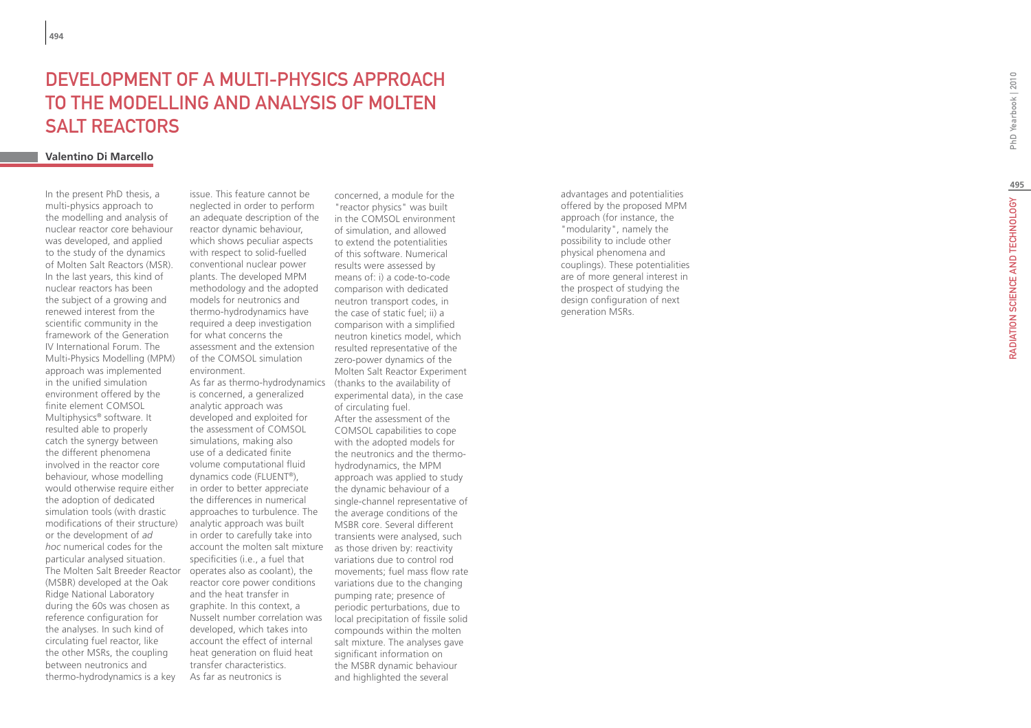# DEVELOPMENT OF A MULTI-PHYSICS APPROACH TO THE MODELLING AND ANALYSIS OF MOLTEN SALT REACTORS

**Valentino Di Marcello**

In the present PhD thesis, a multi-physics approach to the modelling and analysis of nuclear reactor core behaviour was developed, and applied to the study of the dynamics of Molten Salt Reactors (MSR). In the last years, this kind of nuclear reactors has been the subject of a growing and renewed interest from the scientific community in the framework of the Generation IV International Forum. The Multi-Physics Modelling (MPM) approach was implemented in the unified simulation environment offered by the finite element COMSOL Multiphysics® software. It resulted able to properly catch the synergy between the different phenomena involved in the reactor core behaviour, whose modelling would otherwise require either the adoption of dedicated simulation tools (with drastic modifications of their structure) or the development of *ad hoc* numerical codes for the particular analysed situation. The Molten Salt Breeder Reactor (MSBR) developed at the Oak Ridge National Laboratory during the 60s was chosen as reference configuration for the analyses. In such kind of circulating fuel reactor, like the other MSRs, the coupling between neutronics and thermo-hydrodynamics is a key issue. This feature cannot be neglected in order to perform an adequate description of the reactor dynamic behaviour, which shows peculiar aspects with respect to solid-fuelled conventional nuclear power plants. The developed MPM methodology and the adopted models for neutronics and thermo-hydrodynamics have required a deep investigation for what concerns the assessment and the extension of the COMSOL simulation environment.

As far as thermo-hydrodynamics is concerned, a generalized analytic approach was developed and exploited for the assessment of COMSOL simulations, making also use of a dedicated finite volume computational fluid dynamics code (FLUENT®), in order to better appreciate the differences in numerical approaches to turbulence. The analytic approach was built in order to carefully take into account the molten salt mixture specificities (i.e., a fuel that operates also as coolant), the reactor core power conditions and the heat transfer in graphite. In this context, a Nusselt number correlation was developed, which takes into account the effect of internal heat generation on fluid heat transfer characteristics.

As far as neutronics is concerned, a module for the "reactor physics" was built in the COMSOL environment of simulation, and allowed to extend the potentialities of this software. Numerical results were assessed by means of: i) a code-to-code comparison with dedicated neutron transport codes, in the case of static fuel; ii) a comparison with a simplified neutron kinetics model, which resulted representative of the zero-power dynamics of the Molten Salt Reactor Experiment (thanks to the availability of experimental data), in the case of circulating fuel.

After the assessment of the COMSOL capabilities to cope with the adopted models for the neutronics and the thermo-hydrodynamics, the MPM approach was applied to study the dynamic behaviour of a single-channel representative of the average conditions of the MSBR core. Several different transients were analysed, such as those driven by: reactivity variations due to control rod movements; fuel mass flow rate variations due to the changing pumping rate; presence of periodic perturbations, due to local precipitation of fissile solid compounds within the molten salt mixture. The analyses gave significant information on the MSBR dynamic behaviour and highlighted the several advantages and potentialities offered by the proposed MPM approach (for instance, the "modularity", namely the possibility to include other physical phenomena and couplings). These potentialities are of more general interest in the prospect of studying the design configuration of next generation MSRs.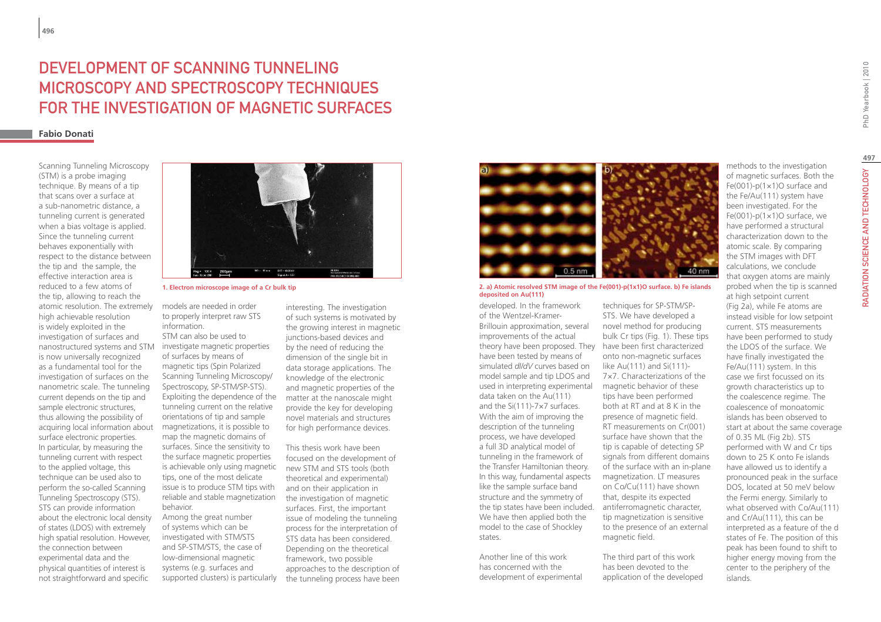# DEVELOPMENT OF SCANNING TUNNELING MICROSCOPY AND SPECTROSCOPY TECHNIQUES FOR THE INVESTIGATION OF MAGNETIC SURFACES

**Fabio Donati**

Scanning Tunneling Microscopy (STM) is a probe imaging technique. By means of a tip that scans over a surface at a sub-nanometric distance, a tunneling current is generated when a bias voltage is applied. Since the tunneling current behaves exponentially with respect to the distance between the tip and the sample, the effective interaction area is reduced to a few atoms of the tip, allowing to reach the atomic resolution. The extremely high achievable resolution is widely exploited in the investigation of surfaces and nanostructured systems and STM is now universally recognized as a fundamental tool for the investigation of surfaces on the nanometric scale. The tunneling current depends on the tip and sample electronic structures, thus allowing the possibility of acquiring local information about surface electronic properties. In particular, by measuring the tunneling current with respect to the applied voltage, this technique can be used also to perform the so-called Scanning Tunneling Spectroscopy (STS). STS can provide information about the electronic local density of states (LDOS) with extremely high spatial resolution. However, the connection between experimental data and the physical quantities of interest is not straightforward and specific models are needed in order to properly interpret raw STS information.

**1. Electron microscope image of a Cr bulk tip**

STM can also be used to investigate magnetic properties of surfaces by means of magnetic tips (Spin Polarized Scanning Tunneling Microscopy/Spectroscopy, SP-STM/SP-STS). Exploiting the dependence of the tunneling current on the relative orientations of tip and sample magnetizations, it is possible to map the magnetic domains of surfaces. Since the sensitivity to the surface magnetic properties is achievable only using magnetic tips, one of the most delicate issue is to produce STM tips with reliable and stable magnetization behavior.

Among the great number of systems which can be investigated with STM/STS and SP-STM/STS, the case of low-dimensional magnetic systems (e.g. surfaces and supported clusters) is particularly interesting. The investigation of such systems is motivated by the growing interest in magnetic junctions-based devices and by the need of reducing the dimension of the single bit in data storage applications. The knowledge of the electronic and magnetic properties of the matter at the nanoscale might provide the key for developing novel materials and structures for high performance devices.

This thesis work have been focused on the development of new STM and STS tools (both theoretical and experimental) and on their application in the investigation of magnetic surfaces. First, the important issue of modeling the tunneling process for the interpretation of STS data has been considered. Depending on the theoretical framework, two possible approaches to the description of the tunneling process have been developed. In the framework of the Wentzel-Kramer-Brillouin approximation, several improvements of the actual theory have been proposed. They have been tested by means of simulated *dI/dV* curves based on model sample and tip LDOS and used in interpreting experimental data taken on the Au(111) and the Si(111)-7×7 surfaces. With the aim of improving the description of the tunneling process, we have developed a full 3D analytical model of tunneling in the framework of the Transfer Hamiltonian theory. In this way, fundamental aspects like the sample surface band structure and the symmetry of the tip states have been included. We have then applied both the model to the case of Shockley states.

**2. a) Atomic resolved STM image of the Fe(001)-p(1x1)O surface. b) Fe islands deposited on Au(111)**

Another line of this work has concerned with the development of experimental techniques for SP-STM/SP-STS. We have developed a novel method for producing bulk Cr tips (Fig. 1). These tips have been first characterized onto non-magnetic surfaces like Au(111) and Si(111)-7×7. Characterizations of the magnetic behavior of these tips have been performed both at RT and at 8 K in the presence of magnetic field. RT measurements on Cr(001) surface have shown that the tip is capable of detecting SP signals from different domains of the surface with an in-plane magnetization. LT measures on Co/Cu(111) have shown that, despite its expected antiferromagnetic character, tip magnetization is sensitive to the presence of an external magnetic field.

The third part of this work has been devoted to the application of the developed methods to the investigation of magnetic surfaces. Both the Fe(001)-p(1×1)O surface and the Fe/Au(111) system have been investigated. For the Fe(001)-p(1×1)O surface, we have performed a structural characterization down to the atomic scale. By comparing the STM images with DFT calculations, we conclude that oxygen atoms are mainly probed when the tip is scanned at high setpoint current (Fig 2a), while Fe atoms are instead visible for low setpoint current. STS measurements have been performed to study the LDOS of the surface. We have finally investigated the Fe/Au(111) system. In this case we first focussed on its growth characteristics up to the coalescence regime. The coalescence of monoatomic islands has been observed to start at about the same coverage of 0.35 ML (Fig 2b). STS performed with W and Cr tips down to 25 K onto Fe islands have allowed us to identify a pronounced peak in the surface DOS, located at 50 meV below the Fermi energy. Similarly to what observed with Co/Au(111) and Cr/Au(111), this can be interpreted as a feature of the d states of Fe. The position of this peak has been found to shift to higher energy moving from the center to the periphery of the islands.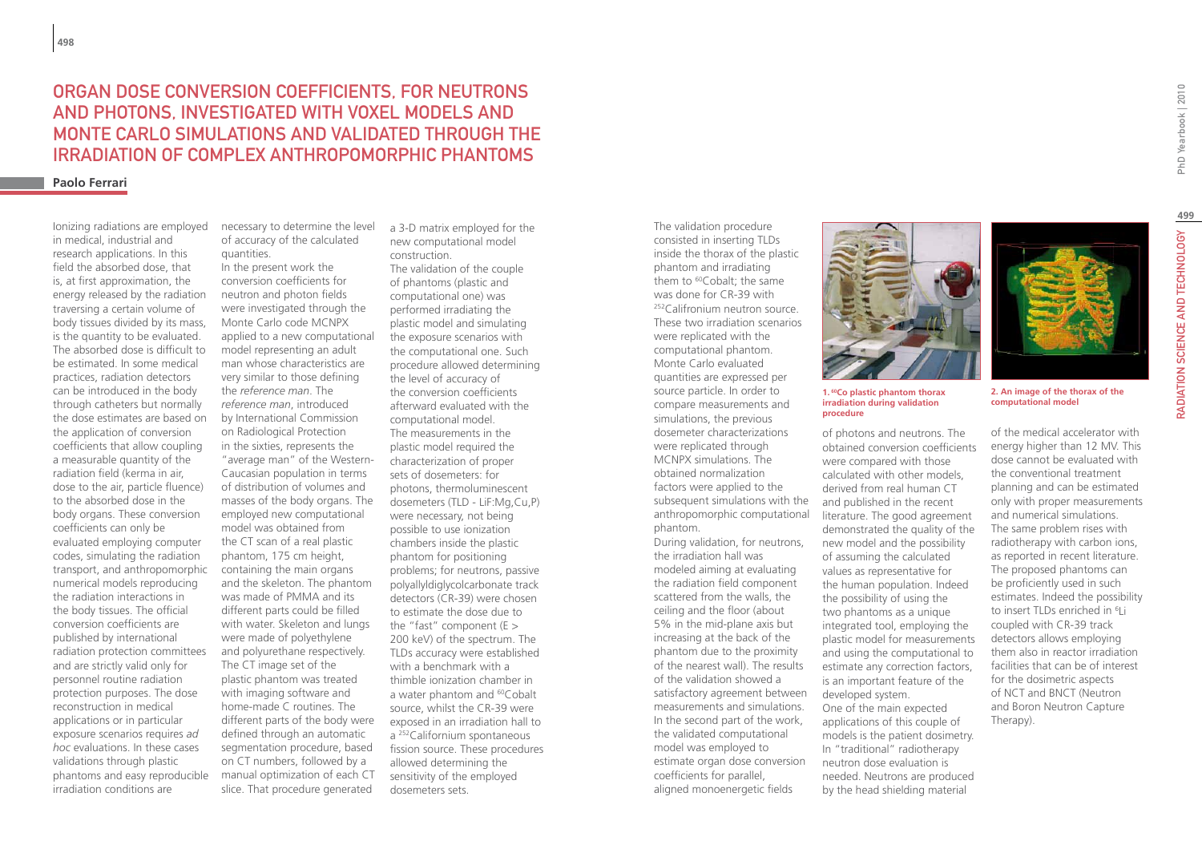# ORGAN DOSE CONVERSION COEFFICIENTS, FOR NEUTRONS AND PHOTONS, INVESTIGATED WITH VOXEL MODELS AND MONTE CARLO SIMULATIONS AND VALIDATED THROUGH THE IRRADIATION OF COMPLEX ANTHROPOMORPHIC PHANTOMS

**Paolo Ferrari**

Ionizing radiations are employed in medical, industrial and research applications. In this field the absorbed dose, that is, at first approximation, the energy released by the radiation traversing a certain volume of body tissues divided by its mass, is the quantity to be evaluated. The absorbed dose is difficult to be estimated. In some medical practices, radiation detectors can be introduced in the body through catheters but normally the dose estimates are based on the application of conversion coefficients that allow coupling a measurable quantity of the radiation field (kerma in air, dose to the air, particle fluence) to the absorbed dose in the body organs. These conversion coefficients can only be evaluated employing computer codes, simulating the radiation transport, and anthropomorphic numerical models reproducing the radiation interactions in the body tissues. The official conversion coefficients are published by international radiation protection committees and are strictly valid only for personnel routine radiation protection purposes. The dose reconstruction in medical applications or in particular exposure scenarios requires *ad hoc* evaluations. In these cases validations through plastic phantoms and easy reproducible irradiation conditions are necessary to determine the level of accuracy of the calculated quantities.

In the present work the conversion coefficients for neutron and photon fields were investigated through the Monte Carlo code MCNPX applied to a new computational model representing an adult man whose characteristics are very similar to those defining the *reference man*. The *reference man*, introduced by International Commission on Radiological Protection in the sixties, represents the "average man" of the Western-Caucasian population in terms of distribution of volumes and masses of the body organs. The employed new computational model was obtained from the CT scan of a real plastic phantom, 175 cm height, containing the main organs and the skeleton. The phantom was made of PMMA and its different parts could be filled with water. Skeleton and lungs were made of polyethylene and polyurethane respectively. The CT image set of the plastic phantom was treated with imaging software and home-made C routines. The different parts of the body were defined through an automatic segmentation procedure, based on CT numbers, followed by a manual optimization of each CT slice. That procedure generated a 3-D matrix employed for the new computational model construction.

The validation of the couple of phantoms (plastic and computational one) was performed irradiating the plastic model and simulating the exposure scenarios with the computational one. Such procedure allowed determining the level of accuracy of the conversion coefficients afterward evaluated with the computational model.

The measurements in the plastic model required the characterization of proper sets of dosemeters: for photons, thermoluminescent dosemeters (TLD - LiF:Mg,Cu,P) were necessary, not being possible to use ionization chambers inside the plastic phantom for positioning problems; for neutrons, passive polyallyldiglycolcarbonate track detectors (CR-39) were chosen to estimate the dose due to the "fast" component (E > 200 keV) of the spectrum. The TLDs accuracy were established with a benchmark with a thimble ionization chamber in a water phantom and [60]Cobalt source, whilst the CR-39 were exposed in an irradiation hall to a [252]Californium spontaneous fission source. These procedures allowed determining the sensitivity of the employed dosemeters sets.

The validation procedure consisted in inserting TLDs inside the thorax of the plastic phantom and irradiating them to [60]Cobalt; the same was done for CR-39 with [252]Califronium neutron source. These two irradiation scenarios were replicated with the computational phantom. Monte Carlo evaluated quantities are expressed per source particle. In order to compare measurements and simulations, the previous dosemeter characterizations were replicated through MCNPX simulations. The obtained normalization factors were applied to the subsequent simulations with the anthropomorphic computational phantom.

During validation, for neutrons, the irradiation hall was modeled aiming at evaluating the radiation field component scattered from the walls, the ceiling and the floor (about 5% in the mid-plane axis but increasing at the back of the phantom due to the proximity of the nearest wall). The results of the validation showed a satisfactory agreement between measurements and simulations. In the second part of the work, the validated computational model was employed to estimate organ dose conversion coefficients for parallel, aligned monoenergetic fields of photons and neutrons. The obtained conversion coefficients were compared with those calculated with other models, derived from real human CT and published in the recent literature. The good agreement demonstrated the quality of the new model and the possibility of assuming the calculated values as representative for the human population. Indeed the possibility of using the two phantoms as a unique integrated tool, employing the plastic model for measurements and using the computational to estimate any correction factors, is an important feature of the developed system.

One of the main expected applications of this couple of models is the patient dosimetry. In "traditional" radiotherapy neutron dose evaluation is needed. Neutrons are produced by the head shielding material of the medical accelerator with energy higher than 12 MV. This dose cannot be evaluated with the conventional treatment planning and can be estimated only with proper measurements and numerical simulations. The same problem rises with radiotherapy with carbon ions, as reported in recent literature. The proposed phantoms can be proficiently used in such estimates. Indeed the possibility to insert TLDs enriched in [6]Li coupled with CR-39 track detectors allows employing them also in reactor irradiation facilities that can be of interest for the dosimetric aspects of NCT and BNCT (Neutron and Boron Neutron Capture Therapy).

**1. [60]Co plastic phantom thorax irradiation during validation procedure**

**2. An image of the thorax of the computational model**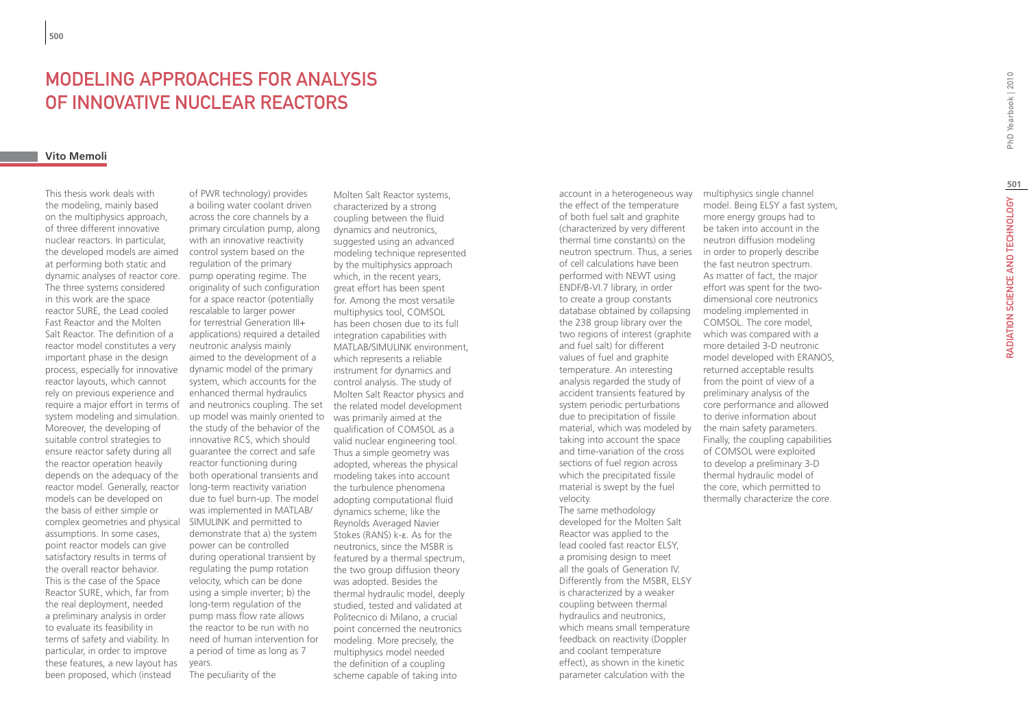# MODELING APPROACHES FOR ANALYSIS OF INNOVATIVE NUCLEAR REACTORS

**Vito Memoli**

This thesis work deals with the modeling, mainly based on the multiphysics approach, of three different innovative nuclear reactors. In particular, the developed models are aimed at performing both static and dynamic analyses of reactor core. The three systems considered in this work are the space reactor SURE, the Lead cooled Fast Reactor and the Molten Salt Reactor. The definition of a reactor model constitutes a very important phase in the design process, especially for innovative reactor layouts, which cannot rely on previous experience and require a major effort in terms of system modeling and simulation. Moreover, the developing of suitable control strategies to ensure reactor safety during all the reactor operation heavily depends on the adequacy of the reactor model. Generally, reactor models can be developed on the basis of either simple or complex geometries and physical assumptions. In some cases, point reactor models can give satisfactory results in terms of the overall reactor behavior. This is the case of the Space Reactor SURE, which, far from the real deployment, needed a preliminary analysis in order to evaluate its feasibility in terms of safety and viability. In particular, in order to improve these features, a new layout has been proposed, which (instead of PWR technology) provides a boiling water coolant driven across the core channels by a primary circulation pump, along with an innovative reactivity control system based on the regulation of the primary pump operating regime. The originality of such configuration for a space reactor (potentially rescalable to larger power for terrestrial Generation III+ applications) required a detailed neutronic analysis mainly aimed to the development of a dynamic model of the primary system, which accounts for the enhanced thermal hydraulics and neutronics coupling. The set up model was mainly oriented to the study of the behavior of the innovative RCS, which should guarantee the correct and safe reactor functioning during both operational transients and long-term reactivity variation due to fuel burn-up. The model was implemented in MATLAB/SIMULINK and permitted to demonstrate that a) the system power can be controlled during operational transient by regulating the pump rotation velocity, which can be done using a simple inverter; b) the long-term regulation of the pump mass flow rate allows the reactor to be run with no need of human intervention for a period of time as long as 7 years.

The peculiarity of the Molten Salt Reactor systems, characterized by a strong coupling between the fluid dynamics and neutronics, suggested using an advanced modeling technique represented by the multiphysics approach which, in the recent years, great effort has been spent for. Among the most versatile multiphysics tool, COMSOL has been chosen due to its full integration capabilities with MATLAB/SIMULINK environment, which represents a reliable instrument for dynamics and control analysis. The study of Molten Salt Reactor physics and the related model development was primarily aimed at the qualification of COMSOL as a valid nuclear engineering tool. Thus a simple geometry was adopted, whereas the physical modeling takes into account the turbulence phenomena adopting computational fluid dynamics scheme, like the Reynolds Averaged Navier Stokes (RANS) k-ε. As for the neutronics, since the MSBR is featured by a thermal spectrum, the two group diffusion theory was adopted. Besides the thermal hydraulic model, deeply studied, tested and validated at Politecnico di Milano, a crucial point concerned the neutronics modeling. More precisely, the multiphysics model needed the definition of a coupling scheme capable of taking into account in a heterogeneous way the effect of the temperature of both fuel salt and graphite (characterized by very different thermal time constants) on the neutron spectrum. Thus, a series of cell calculations have been performed with NEWT using ENDF/B-VI.7 library, in order to create a group constants database obtained by collapsing the 238 group library over the two regions of interest (graphite and fuel salt) for different values of fuel and graphite temperature. An interesting analysis regarded the study of accident transients featured by system periodic perturbations due to precipitation of fissile material, which was modeled by taking into account the space and time-variation of the cross sections of fuel region across which the precipitated fissile material is swept by the fuel velocity.

The same methodology developed for the Molten Salt Reactor was applied to the lead cooled fast reactor ELSY, a promising design to meet all the goals of Generation IV. Differently from the MSBR, ELSY is characterized by a weaker coupling between thermal hydraulics and neutronics, which means small temperature feedback on reactivity (Doppler and coolant temperature effect), as shown in the kinetic parameter calculation with the multiphysics single channel model. Being ELSY a fast system, more energy groups had to be taken into account in the neutron diffusion modeling in order to properly describe the fast neutron spectrum. As matter of fact, the major effort was spent for the two-dimensional core neutronics modeling implemented in COMSOL. The core model, which was compared with a more detailed 3-D neutronic model developed with ERANOS, returned acceptable results from the point of view of a preliminary analysis of the core performance and allowed to derive information about the main safety parameters. Finally, the coupling capabilities of COMSOL were exploited to develop a preliminary 3-D thermal hydraulic model of the core, which permitted to thermally characterize the core.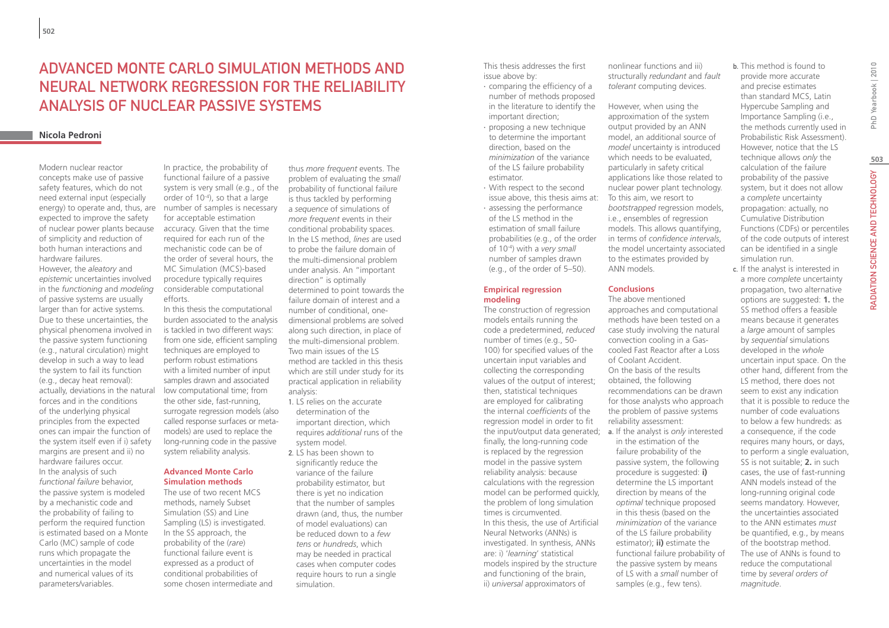# ADVANCED MONTE CARLO SIMULATION METHODS AND NEURAL NETWORK REGRESSION FOR THE RELIABILITY ANALYSIS OF NUCLEAR PASSIVE SYSTEMS

**Nicola Pedroni**

Modern nuclear reactor concepts make use of passive safety features, which do not need external input (especially energy) to operate and, thus, are expected to improve the safety of nuclear power plants because of simplicity and reduction of both human interactions and hardware failures.

However, the *aleatory* and *epistemic* uncertainties involved in the *functioning* and *modeling* of passive systems are usually larger than for active systems. Due to these uncertainties, the physical phenomena involved in the passive system functioning (e.g., natural circulation) might develop in such a way to lead the system to fail its function (e.g., decay heat removal): actually, deviations in the natural forces and in the conditions of the underlying physical principles from the expected ones can impair the function of the system itself even if i) safety margins are present and ii) no hardware failures occur.

In the analysis of such *functional failure* behavior, the passive system is modeled by a mechanistic code and the probability of failing to perform the required function is estimated based on a Monte Carlo (MC) sample of code runs which propagate the uncertainties in the model and numerical values of its parameters/variables.

In practice, the probability of functional failure of a passive system is very small (e.g., of the order of $10^{-4}$), so that a large number of samples is necessary for acceptable estimation accuracy. Given that the time required for each run of the mechanistic code can be of the order of several hours, the MC Simulation (MCS)-based procedure typically requires considerable computational efforts.

In this thesis the computational burden associated to the analysis is tackled in two different ways: from one side, efficient sampling techniques are employed to perform robust estimations with a limited number of input samples drawn and associated low computational time; from the other side, fast-running, surrogate regression models (also called response surfaces or meta-models) are used to replace the long-running code in the passive system reliability analysis.

## Advanced Monte Carlo Simulation methods

The use of two recent MCS methods, namely Subset Simulation (SS) and Line Sampling (LS) is investigated. In the SS approach, the probability of the (*rare*) functional failure event is expressed as a product of conditional probabilities of some chosen intermediate and thus *more frequent* events. The problem of evaluating the *small* probability of functional failure is thus tackled by performing a *sequence* of simulations of *more frequent* events in their conditional probability spaces. In the LS method, *lines* are used to probe the failure domain of the multi-dimensional problem under analysis. An "important direction" is optimally determined to point towards the failure domain of interest and a number of conditional, one-dimensional problems are solved along such direction, in place of the multi-dimensional problem. Two main issues of the LS method are tackled in this thesis which are still under study for its practical application in reliability analysis:

1. LS relies on the accurate determination of the important direction, which requires *additional* runs of the system model.
2. LS has been shown to significantly reduce the variance of the failure probability estimator, but there is yet no indication that the number of samples drawn (and, thus, the number of model evaluations) can be reduced down to a *few tens* or *hundreds*, which may be needed in practical cases when computer codes require hours to run a single simulation.

This thesis addresses the first issue above by:

- comparing the efficiency of a number of methods proposed in the literature to identify the important direction;
- proposing a new technique to determine the important direction, based on the *minimization* of the variance of the LS failure probability estimator.

With respect to the second issue above, this thesis aims at:

- assessing the performance of the LS method in the estimation of small failure probabilities (e.g., of the order of $10^{-4}$) with a *very small* number of samples drawn (e.g., of the order of 5–50).

## Empirical regression modeling

The construction of regression models entails running the code a predetermined, *reduced* number of times (e.g., 50-100) for specified values of the uncertain input variables and collecting the corresponding values of the output of interest; then, statistical techniques are employed for calibrating the internal *coefficients* of the regression model in order to fit the input/output data generated; finally, the long-running code is replaced by the regression model in the passive system reliability analysis: because calculations with the regression model can be performed quickly, the problem of long simulation times is circumvented.

In this thesis, the use of Artificial Neural Networks (ANNs) is investigated. In synthesis, ANNs are: i) '*learning*' statistical models inspired by the structure and functioning of the brain, ii) *universal* approximators of nonlinear functions and iii) structurally *redundant* and *fault tolerant* computing devices.

However, when using the approximation of the system output provided by an ANN model, an additional source of *model* uncertainty is introduced which needs to be evaluated, particularly in safety critical applications like those related to nuclear power plant technology. To this aim, we resort to *bootstrapped* regression models, i.e., ensembles of regression models. This allows quantifying, in terms of *confidence intervals*, the model uncertainty associated to the estimates provided by ANN models.

## Conclusions

The above mentioned approaches and computational methods have been tested on a case study involving the natural convection cooling in a Gas-cooled Fast Reactor after a Loss of Coolant Accident.

On the basis of the results obtained, the following recommendations can be drawn for those analysts who approach the problem of passive systems reliability assessment:

a. If the analyst is *only* interested in the estimation of the failure probability of the passive system, the following procedure is suggested: **i)** determine the LS important direction by means of the *optimal* technique proposed in this thesis (based on the *minimization* of the variance of the LS failure probability estimator); **ii)** estimate the functional failure probability of the passive system by means of LS with a *small* number of samples (e.g., few tens).

b. This method is found to provide more accurate and precise estimates than standard MCS, Latin Hypercube Sampling and Importance Sampling (i.e., the methods currently used in Probabilistic Risk Assessment). However, notice that the LS technique allows *only* the calculation of the failure probability of the passive system, but it does not allow a *complete* uncertainty propagation: actually, no Cumulative Distribution Functions (CDFs) or percentiles of the code outputs of interest can be identified in a single simulation run.

c. If the analyst is interested in a more *complete* uncertainty propagation, two alternative options are suggested: **1.** the SS method offers a feasible means because it generates a *large* amount of samples by *sequential* simulations developed in the *whole* uncertain input space. On the other hand, different from the LS method, there does not seem to exist any indication that it is possible to reduce the number of code evaluations to below a few hundreds: as a consequence, if the code requires many hours, or days, to perform a single evaluation, SS is not suitable; **2.** in such cases, the use of fast-running ANN models instead of the long-running original code seems mandatory. However, the uncertainties associated to the ANN estimates *must* be quantified, e.g., by means of the bootstrap method. The use of ANNs is found to reduce the computational time by *several orders of magnitude*.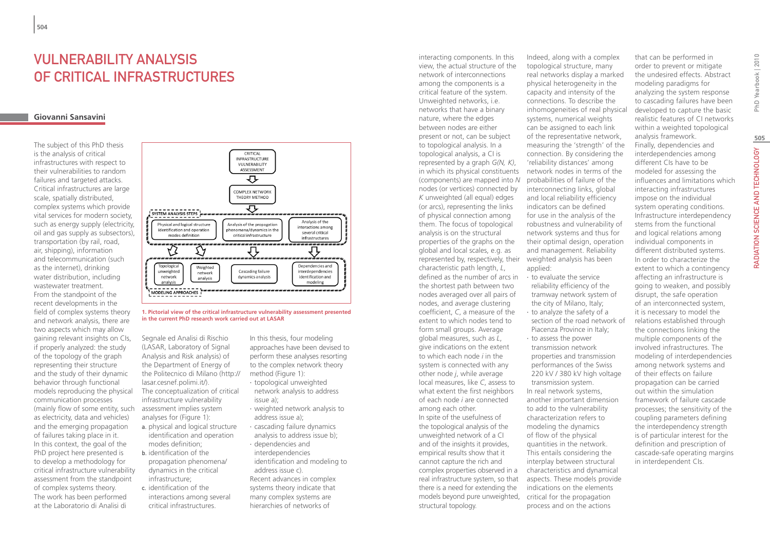# VULNERABILITY ANALYSIS OF CRITICAL INFRASTRUCTURES

**Giovanni Sansavini**

The subject of this PhD thesis is the analysis of critical infrastructures with respect to their vulnerabilities to random failures and targeted attacks. Critical infrastructures are large scale, spatially distributed, complex systems which provide vital services for modern society, such as energy supply (electricity, oil and gas supply as subsectors), transportation (by rail, road, air, shipping), information and telecommunication (such as the internet), drinking water distribution, including wastewater treatment.
From the standpoint of the recent developments in the field of complex systems theory and network analysis, there are two aspects which may allow gaining relevant insights on CIs, if properly analyzed: the study of the topology of the graph representing their structure and the study of their dynamic behavior through functional models reproducing the physical communication processes (mainly flow of some entity, such as electricity, data and vehicles) and the emerging propagation of failures taking place in it.
In this context, the goal of the PhD project here presented is to develop a methodology for critical infrastructure vulnerability assessment from the standpoint of complex systems theory.
The work has been performed at the Laboratorio di Analisi di Segnale ed Analisi di Rischio (LASAR, Laboratory of Signal Analysis and Risk analysis) of the Department of Energy of the Politecnico di Milano (http://lasar.cesnef.polimi.it/).
The conceptualization of critical infrastructure vulnerability assessment implies system analyses for (Figure 1):

a. physical and logical structure identification and operation modes definition;
b. identification of the propagation phenomena/dynamics in the critical infrastructure;
c. identification of the interactions among several critical infrastructures.

**1. Pictorial view of the critical infrastructure vulnerability assessment presented in the current PhD research work carried out at LASAR**

In this thesis, four modeling approaches have been devised to perform these analyses resorting to the complex network theory method (Figure 1):

- topological unweighted network analysis to address issue a);
- weighted network analysis to address issue a);
- cascading failure dynamics analysis to address issue b);
- dependencies and interdependencies identification and modeling to address issue c).

Recent advances in complex systems theory indicate that many complex systems are hierarchies of networks of interacting components. In this view, the actual structure of the network of interconnections among the components is a critical feature of the system.
Unweighted networks, i.e. networks that have a binary nature, where the edges between nodes are either present or not, can be subject to topological analysis. In a topological analysis, a CI is represented by a graph *G(N, K)*, in which its physical constituents (components) are mapped into *N* nodes (or vertices) connected by *K* unweighted (all equal) edges (or arcs), representing the links of physical connection among them. The focus of topological analysis is on the structural properties of the graphs on the global and local scales, e.g. as represented by, respectively, their characteristic path length, *L*, defined as the number of arcs in the shortest path between two nodes averaged over all pairs of nodes, and average clustering coefficient, *C*, a measure of the extent to which nodes tend to form small groups. Average global measures, such as *L*, give indications on the extent to which each node *i* in the system is connected with any other node *j*, while average local measures, like *C*, assess to what extent the first neighbors of each node *i* are connected among each other.
In spite of the usefulness of the topological analysis of the unweighted network of a CI and of the insights it provides, empirical results show that it cannot capture the rich and complex properties observed in a real infrastructure system, so that there is a need for extending the models beyond pure unweighted, structural topology.
Indeed, along with a complex topological structure, many real networks display a marked physical heterogeneity in the capacity and intensity of the connections. To describe the inhomogeneities of real physical systems, numerical weights can be assigned to each link of the representative network, measuring the 'strength' of the connection. By considering the 'reliability distances' among network nodes in terms of the probabilities of failure of the interconnecting links, global and local reliability efficiency indicators can be defined for use in the analysis of the robustness and vulnerability of network systems and thus for their optimal design, operation and management. Reliability weighted analysis has been applied:

- to evaluate the service reliability efficiency of the tramway network system of the city of Milano, Italy;
- to analyze the safety of a section of the road network of Piacenza Province in Italy;
- to assess the power transmission network properties and transmission performances of the Swiss 220 kV / 380 kV high voltage transmission system.

In real network systems, another important dimension to add to the vulnerability characterization refers to modeling the dynamics of flow of the physical quantities in the network. This entails considering the interplay between structural characteristics and dynamical aspects. These models provide indications on the elements critical for the propagation process and on the actions that can be performed in order to prevent or mitigate the undesired effects. Abstract modeling paradigms for analyzing the system response to cascading failures have been developed to capture the basic realistic features of CI networks within a weighted topological analysis framework.
Finally, dependencies and interdependencies among different CIs have to be modeled for assessing the influences and limitations which interacting infrastructures impose on the individual system operating conditions. Infrastructure interdependency stems from the functional and logical relations among individual components in different distributed systems. In order to characterize the extent to which a contingency affecting an infrastructure is going to weaken, and possibly disrupt, the safe operation of an interconnected system, it is necessary to model the relations established through the connections linking the multiple components of the involved infrastructures. The modeling of interdependencies among network systems and of their effects on failure propagation can be carried out within the simulation framework of failure cascade processes; the sensitivity of the coupling parameters defining the interdependency strength is of particular interest for the definition and prescription of cascade-safe operating margins in interdependent CIs.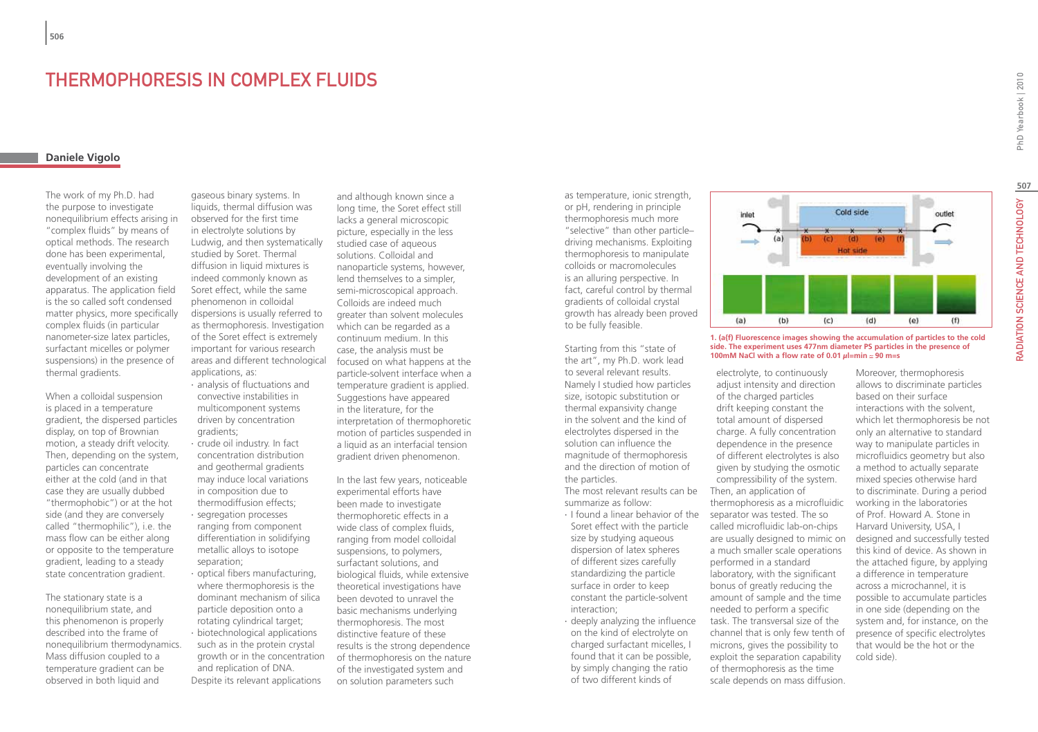# THERMOPHORESIS IN COMPLEX FLUIDS

**Daniele Vigolo**

The work of my Ph.D. had the purpose to investigate nonequilibrium effects arising in "complex fluids" by means of optical methods. The research done has been experimental, eventually involving the development of an existing apparatus. The application field is the so called soft condensed matter physics, more specifically complex fluids (in particular nanometer-size latex particles, surfactant micelles or polymer suspensions) in the presence of thermal gradients.

When a colloidal suspension is placed in a temperature gradient, the dispersed particles display, on top of Brownian motion, a steady drift velocity. Then, depending on the system, particles can concentrate either at the cold (and in that case they are usually dubbed "thermophobic") or at the hot side (and they are conversely called "thermophilic"), i.e. the mass flow can be either along or opposite to the temperature gradient, leading to a steady state concentration gradient.

The stationary state is a nonequilibrium state, and this phenomenon is properly described into the frame of nonequilibrium thermodynamics. Mass diffusion coupled to a temperature gradient can be observed in both liquid and gaseous binary systems. In liquids, thermal diffusion was observed for the first time in electrolyte solutions by Ludwig, and then systematically studied by Soret. Thermal diffusion in liquid mixtures is indeed commonly known as Soret effect, while the same phenomenon in colloidal dispersions is usually referred to as thermophoresis. Investigation of the Soret effect is extremely important for various research areas and different technological applications, as:

- analysis of fluctuations and convective instabilities in multicomponent systems driven by concentration gradients;
- crude oil industry. In fact concentration distribution and geothermal gradients may induce local variations in composition due to thermodiffusion effects;
- segregation processes ranging from component differentiation in solidifying metallic alloys to isotope separation;
- optical fibers manufacturing, where thermophoresis is the dominant mechanism of silica particle deposition onto a rotating cylindrical target;
- biotechnological applications such as in the protein crystal growth or in the concentration and replication of DNA.

Despite its relevant applications and although known since a long time, the Soret effect still lacks a general microscopic picture, especially in the less studied case of aqueous solutions. Colloidal and nanoparticle systems, however, lend themselves to a simpler, semi-microscopical approach. Colloids are indeed much greater than solvent molecules which can be regarded as a continuum medium. In this case, the analysis must be focused on what happens at the particle-solvent interface when a temperature gradient is applied. Suggestions have appeared in the literature, for the interpretation of thermophoretic motion of particles suspended in a liquid as an interfacial tension gradient driven phenomenon.

In the last few years, noticeable experimental efforts have been made to investigate thermophoretic effects in a wide class of complex fluids, ranging from model colloidal suspensions, to polymers, surfactant solutions, and biological fluids, while extensive theoretical investigations have been devoted to unravel the basic mechanisms underlying thermophoresis. The most distinctive feature of these results is the strong dependence of thermophoresis on the nature of the investigated system and on solution parameters such as temperature, ionic strength, or pH, rendering in principle thermophoresis much more "selective" than other particle–driving mechanisms. Exploiting thermophoresis to manipulate colloids or macromolecules is an alluring perspective. In fact, careful control by thermal gradients of colloidal crystal growth has already been proved to be fully feasible.

Starting from this "state of the art", my Ph.D. work lead to several relevant results. Namely I studied how particles size, isotopic substitution or thermal expansivity change in the solvent and the kind of electrolytes dispersed in the solution can influence the magnitude of thermophoresis and the direction of motion of the particles.

The most relevant results can be summarize as follow:

- I found a linear behavior of the Soret effect with the particle size by studying aqueous dispersion of latex spheres of different sizes carefully standardizing the particle surface in order to keep constant the particle-solvent interaction;
- deeply analyzing the influence on the kind of electrolyte on charged surfactant micelles, I found that it can be possible, by simply changing the ratio of two different kinds of electrolyte, to continuously adjust intensity and direction of the charged particles drift keeping constant the total amount of dispersed charge. A fully concentration dependence in the presence of different electrolytes is also given by studying the osmotic compressibility of the system.

Then, an application of thermophoresis as a microfluidic separator was tested. The so called microfluidic lab-on-chips are usually designed to mimic on a much smaller scale operations performed in a standard laboratory, with the significant bonus of greatly reducing the amount of sample and the time needed to perform a specific task. The transversal size of the channel that is only few tenth of microns, gives the possibility to exploit the separation capability of thermophoresis as the time scale depends on mass diffusion.

inlet
Cold side
outlet
(a) (b) (c) (d) (e) (f)
Hot side
(a) (b) (c) (d) (e) (f)

**1. (a-f) Fluorescence images showing the accumulation of particles to the cold side. The experiment uses 477nm diameter PS particles in the presence of 100mM NaCl with a flow rate of 0.01 µl=min ≃ 90 m=s**

Moreover, thermophoresis allows to discriminate particles based on their surface interactions with the solvent, which let thermophoresis be not only an alternative to standard way to manipulate particles in microfluidics geometry but also a method to actually separate mixed species otherwise hard to discriminate. During a period working in the laboratories of Prof. Howard A. Stone in Harvard University, USA, I designed and successfully tested this kind of device. As shown in the attached figure, by applying a difference in temperature across a microchannel, it is possible to accumulate particles in one side (depending on the system and, for instance, on the presence of specific electrolytes that would be the hot or the cold side).